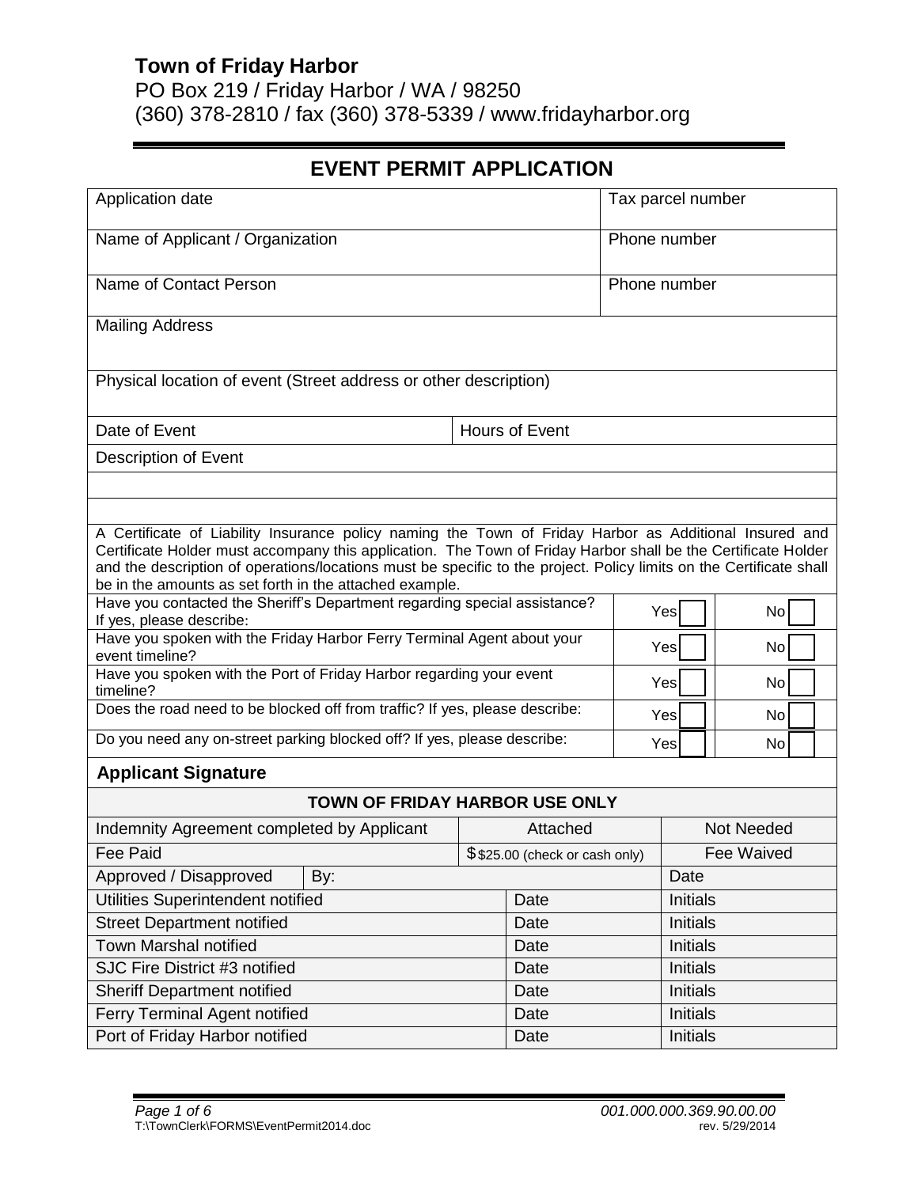**Town of Friday Harbor**
PO Box 219 / Friday Harbor / WA / 98250
(360) 378-2810 / fax (360) 378-5339 / www.fridayharbor.org

# EVENT PERMIT APPLICATION

| Application date | Tax parcel number |
|---|---|
| Name of Applicant / Organization | Phone number |
| Name of Contact Person | Phone number |
| Mailing Address | |
| Physical location of event (Street address or other description) | |
| Date of Event | Hours of Event |
| Description of Event | |
| | |
| | |

A Certificate of Liability Insurance policy naming the Town of Friday Harbor as Additional Insured and Certificate Holder must accompany this application. The Town of Friday Harbor shall be the Certificate Holder and the description of operations/locations must be specific to the project. Policy limits on the Certificate shall be in the amounts as set forth in the attached example.

| Question | Yes | No |
|---|---|---|
| Have you contacted the Sheriff's Department regarding special assistance? If yes, please describe: | Yes ☐ | No ☐ |
| Have you spoken with the Friday Harbor Ferry Terminal Agent about your event timeline? | Yes ☐ | No ☐ |
| Have you spoken with the Port of Friday Harbor regarding your event timeline? | Yes ☐ | No ☐ |
| Does the road need to be blocked off from traffic? If yes, please describe: | Yes ☐ | No ☐ |
| Do you need any on-street parking blocked off? If yes, please describe: | Yes ☐ | No ☐ |

**Applicant Signature**

**TOWN OF FRIDAY HARBOR USE ONLY**

| | | |
|---|---|---|
| Indemnity Agreement completed by Applicant | Attached | Not Needed |
| Fee Paid | $ $25.00 (check or cash only) | Fee Waived |
| Approved / Disapproved By: | | Date |
| Utilities Superintendent notified | Date | Initials |
| Street Department notified | Date | Initials |
| Town Marshal notified | Date | Initials |
| SJC Fire District #3 notified | Date | Initials |
| Sheriff Department notified | Date | Initials |
| Ferry Terminal Agent notified | Date | Initials |
| Port of Friday Harbor notified | Date | Initials |

*001.000.000.369.90.00.00*
T:\TownClerk\FORMS\EventPermit2014.doc rev. 5/29/2014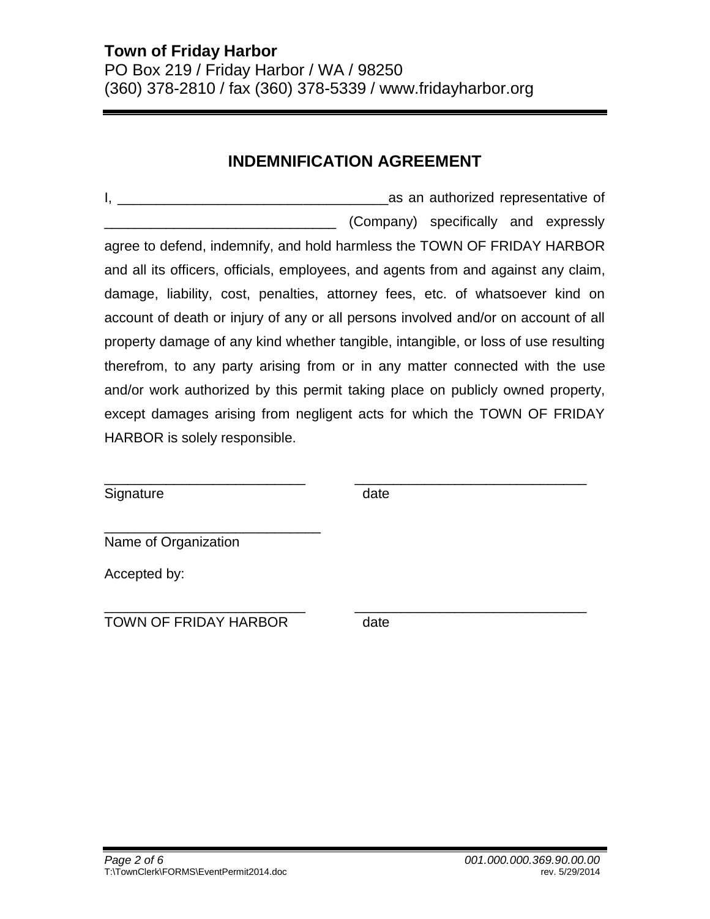**Town of Friday Harbor**
PO Box 219 / Friday Harbor / WA / 98250
(360) 378-2810 / fax (360) 378-5339 / www.fridayharbor.org

## INDEMNIFICATION AGREEMENT

I, ___________________________________as an authorized representative of ______________________________ (Company) specifically and expressly agree to defend, indemnify, and hold harmless the TOWN OF FRIDAY HARBOR and all its officers, officials, employees, and agents from and against any claim, damage, liability, cost, penalties, attorney fees, etc. of whatsoever kind on account of death or injury of any or all persons involved and/or on account of all property damage of any kind whether tangible, intangible, or loss of use resulting therefrom, to any party arising from or in any matter connected with the use and/or work authorized by this permit taking place on publicly owned property, except damages arising from negligent acts for which the TOWN OF FRIDAY HARBOR is solely responsible.

__________________________ ______________________________
Signature date

____________________________
Name of Organization

Accepted by:

__________________________ ______________________________
TOWN OF FRIDAY HARBOR date

*001.000.000.369.90.00.00*
T:\TownClerk\FORMS\EventPermit2014.doc rev. 5/29/2014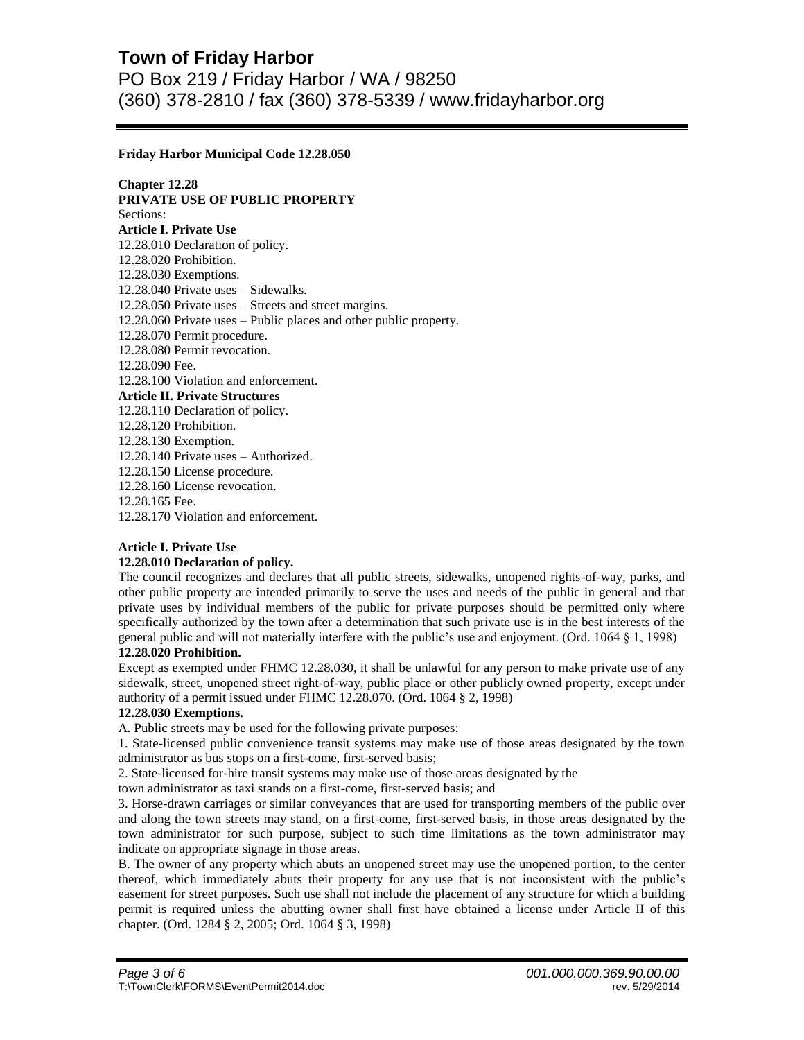# Town of Friday Harbor

PO Box 219 / Friday Harbor / WA / 98250
(360) 378-2810 / fax (360) 378-5339 / www.fridayharbor.org

**Friday Harbor Municipal Code 12.28.050**

**Chapter 12.28**
**PRIVATE USE OF PUBLIC PROPERTY**
Sections:
**Article I. Private Use**
12.28.010 Declaration of policy.
12.28.020 Prohibition.
12.28.030 Exemptions.
12.28.040 Private uses – Sidewalks.
12.28.050 Private uses – Streets and street margins.
12.28.060 Private uses – Public places and other public property.
12.28.070 Permit procedure.
12.28.080 Permit revocation.
12.28.090 Fee.
12.28.100 Violation and enforcement.
**Article II. Private Structures**
12.28.110 Declaration of policy.
12.28.120 Prohibition.
12.28.130 Exemption.
12.28.140 Private uses – Authorized.
12.28.150 License procedure.
12.28.160 License revocation.
12.28.165 Fee.
12.28.170 Violation and enforcement.

**Article I. Private Use**
**12.28.010 Declaration of policy.**
The council recognizes and declares that all public streets, sidewalks, unopened rights-of-way, parks, and other public property are intended primarily to serve the uses and needs of the public in general and that private uses by individual members of the public for private purposes should be permitted only where specifically authorized by the town after a determination that such private use is in the best interests of the general public and will not materially interfere with the public's use and enjoyment. (Ord. 1064 § 1, 1998)
**12.28.020 Prohibition.**
Except as exempted under FHMC 12.28.030, it shall be unlawful for any person to make private use of any sidewalk, street, unopened street right-of-way, public place or other publicly owned property, except under authority of a permit issued under FHMC 12.28.070. (Ord. 1064 § 2, 1998)
**12.28.030 Exemptions.**
A. Public streets may be used for the following private purposes:
1. State-licensed public convenience transit systems may make use of those areas designated by the town administrator as bus stops on a first-come, first-served basis;
2. State-licensed for-hire transit systems may make use of those areas designated by the town administrator as taxi stands on a first-come, first-served basis; and
3. Horse-drawn carriages or similar conveyances that are used for transporting members of the public over and along the town streets may stand, on a first-come, first-served basis, in those areas designated by the town administrator for such purpose, subject to such time limitations as the town administrator may indicate on appropriate signage in those areas.
B. The owner of any property which abuts an unopened street may use the unopened portion, to the center thereof, which immediately abuts their property for any use that is not inconsistent with the public's easement for street purposes. Such use shall not include the placement of any structure for which a building permit is required unless the abutting owner shall first have obtained a license under Article II of this chapter. (Ord. 1284 § 2, 2005; Ord. 1064 § 3, 1998)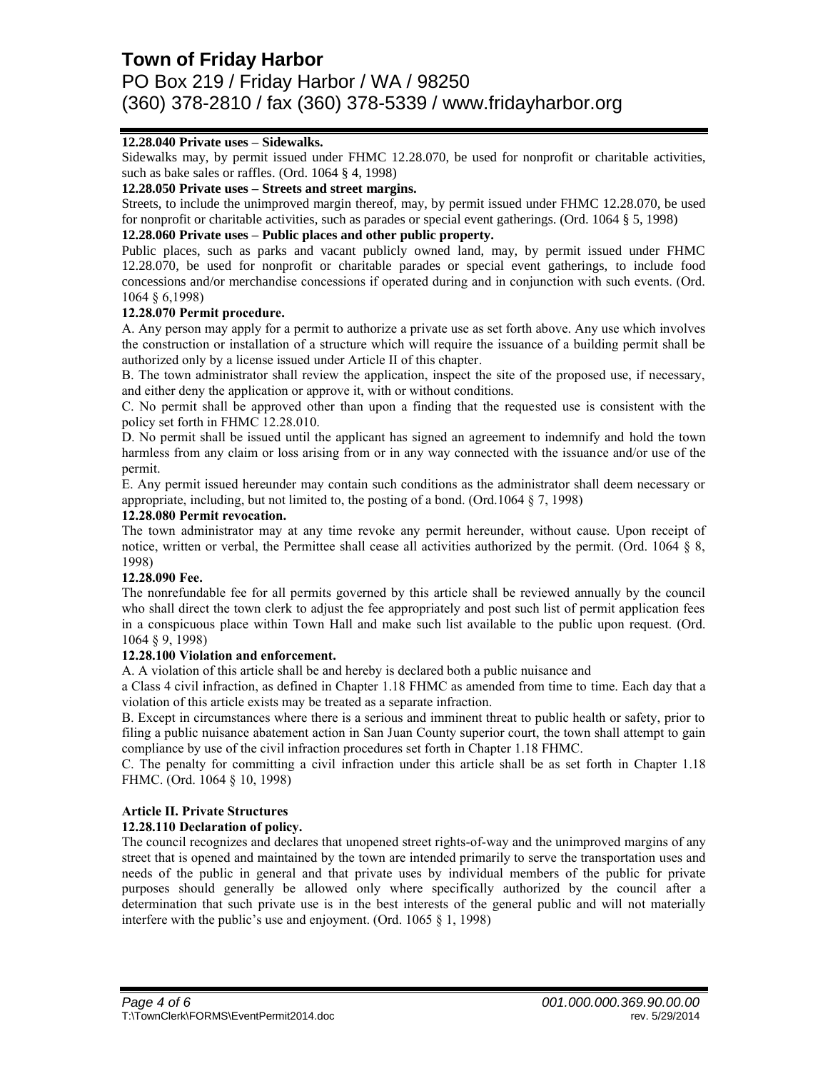**12.28.040 Private uses – Sidewalks.**

Sidewalks may, by permit issued under FHMC 12.28.070, be used for nonprofit or charitable activities, such as bake sales or raffles. (Ord. 1064 § 4, 1998)

**12.28.050 Private uses – Streets and street margins.**

Streets, to include the unimproved margin thereof, may, by permit issued under FHMC 12.28.070, be used for nonprofit or charitable activities, such as parades or special event gatherings. (Ord. 1064 § 5, 1998)

**12.28.060 Private uses – Public places and other public property.**

Public places, such as parks and vacant publicly owned land, may, by permit issued under FHMC 12.28.070, be used for nonprofit or charitable parades or special event gatherings, to include food concessions and/or merchandise concessions if operated during and in conjunction with such events. (Ord. 1064 § 6,1998)

**12.28.070 Permit procedure.**

A. Any person may apply for a permit to authorize a private use as set forth above. Any use which involves the construction or installation of a structure which will require the issuance of a building permit shall be authorized only by a license issued under Article II of this chapter.

B. The town administrator shall review the application, inspect the site of the proposed use, if necessary, and either deny the application or approve it, with or without conditions.

C. No permit shall be approved other than upon a finding that the requested use is consistent with the policy set forth in FHMC 12.28.010.

D. No permit shall be issued until the applicant has signed an agreement to indemnify and hold the town harmless from any claim or loss arising from or in any way connected with the issuance and/or use of the permit.

E. Any permit issued hereunder may contain such conditions as the administrator shall deem necessary or appropriate, including, but not limited to, the posting of a bond. (Ord.1064 § 7, 1998)

**12.28.080 Permit revocation.**

The town administrator may at any time revoke any permit hereunder, without cause. Upon receipt of notice, written or verbal, the Permittee shall cease all activities authorized by the permit. (Ord. 1064 § 8, 1998)

**12.28.090 Fee.**

The nonrefundable fee for all permits governed by this article shall be reviewed annually by the council who shall direct the town clerk to adjust the fee appropriately and post such list of permit application fees in a conspicuous place within Town Hall and make such list available to the public upon request. (Ord. 1064 § 9, 1998)

**12.28.100 Violation and enforcement.**

A. A violation of this article shall be and hereby is declared both a public nuisance and a Class 4 civil infraction, as defined in Chapter 1.18 FHMC as amended from time to time. Each day that a violation of this article exists may be treated as a separate infraction.

B. Except in circumstances where there is a serious and imminent threat to public health or safety, prior to filing a public nuisance abatement action in San Juan County superior court, the town shall attempt to gain compliance by use of the civil infraction procedures set forth in Chapter 1.18 FHMC.

C. The penalty for committing a civil infraction under this article shall be as set forth in Chapter 1.18 FHMC. (Ord. 1064 § 10, 1998)

**Article II. Private Structures**

**12.28.110 Declaration of policy.**

The council recognizes and declares that unopened street rights-of-way and the unimproved margins of any street that is opened and maintained by the town are intended primarily to serve the transportation uses and needs of the public in general and that private uses by individual members of the public for private purposes should generally be allowed only where specifically authorized by the council after a determination that such private use is in the best interests of the general public and will not materially interfere with the public's use and enjoyment. (Ord. 1065 § 1, 1998)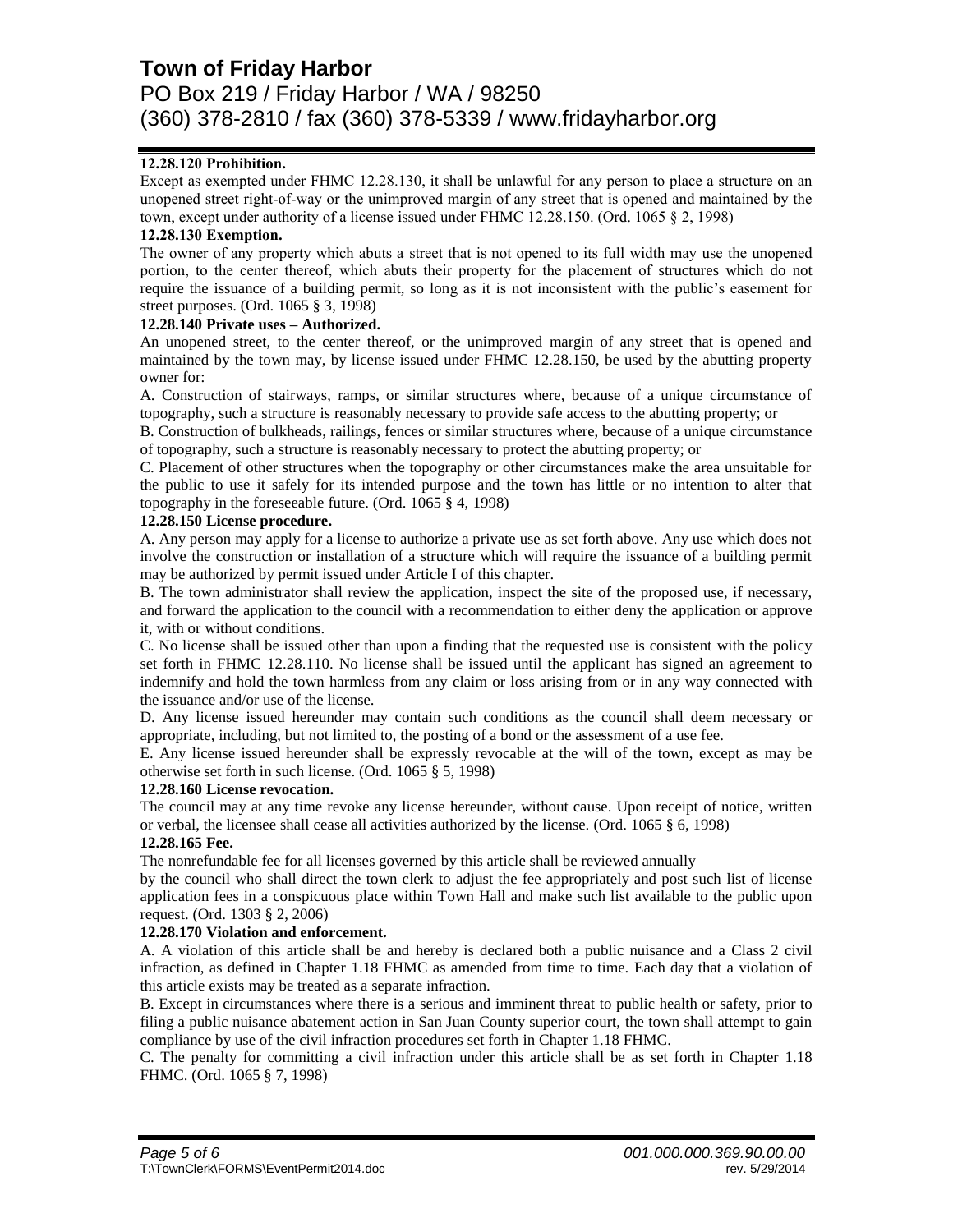**12.28.120 Prohibition.**

Except as exempted under FHMC 12.28.130, it shall be unlawful for any person to place a structure on an unopened street right-of-way or the unimproved margin of any street that is opened and maintained by the town, except under authority of a license issued under FHMC 12.28.150. (Ord. 1065 § 2, 1998)

**12.28.130 Exemption.**

The owner of any property which abuts a street that is not opened to its full width may use the unopened portion, to the center thereof, which abuts their property for the placement of structures which do not require the issuance of a building permit, so long as it is not inconsistent with the public's easement for street purposes. (Ord. 1065 § 3, 1998)

**12.28.140 Private uses – Authorized.**

An unopened street, to the center thereof, or the unimproved margin of any street that is opened and maintained by the town may, by license issued under FHMC 12.28.150, be used by the abutting property owner for:

A. Construction of stairways, ramps, or similar structures where, because of a unique circumstance of topography, such a structure is reasonably necessary to provide safe access to the abutting property; or

B. Construction of bulkheads, railings, fences or similar structures where, because of a unique circumstance of topography, such a structure is reasonably necessary to protect the abutting property; or

C. Placement of other structures when the topography or other circumstances make the area unsuitable for the public to use it safely for its intended purpose and the town has little or no intention to alter that topography in the foreseeable future. (Ord. 1065 § 4, 1998)

**12.28.150 License procedure.**

A. Any person may apply for a license to authorize a private use as set forth above. Any use which does not involve the construction or installation of a structure which will require the issuance of a building permit may be authorized by permit issued under Article I of this chapter.

B. The town administrator shall review the application, inspect the site of the proposed use, if necessary, and forward the application to the council with a recommendation to either deny the application or approve it, with or without conditions.

C. No license shall be issued other than upon a finding that the requested use is consistent with the policy set forth in FHMC 12.28.110. No license shall be issued until the applicant has signed an agreement to indemnify and hold the town harmless from any claim or loss arising from or in any way connected with the issuance and/or use of the license.

D. Any license issued hereunder may contain such conditions as the council shall deem necessary or appropriate, including, but not limited to, the posting of a bond or the assessment of a use fee.

E. Any license issued hereunder shall be expressly revocable at the will of the town, except as may be otherwise set forth in such license. (Ord. 1065 § 5, 1998)

**12.28.160 License revocation.**

The council may at any time revoke any license hereunder, without cause. Upon receipt of notice, written or verbal, the licensee shall cease all activities authorized by the license. (Ord. 1065 § 6, 1998)

**12.28.165 Fee.**

The nonrefundable fee for all licenses governed by this article shall be reviewed annually by the council who shall direct the town clerk to adjust the fee appropriately and post such list of license application fees in a conspicuous place within Town Hall and make such list available to the public upon request. (Ord. 1303 § 2, 2006)

**12.28.170 Violation and enforcement.**

A. A violation of this article shall be and hereby is declared both a public nuisance and a Class 2 civil infraction, as defined in Chapter 1.18 FHMC as amended from time to time. Each day that a violation of this article exists may be treated as a separate infraction.

B. Except in circumstances where there is a serious and imminent threat to public health or safety, prior to filing a public nuisance abatement action in San Juan County superior court, the town shall attempt to gain compliance by use of the civil infraction procedures set forth in Chapter 1.18 FHMC.

C. The penalty for committing a civil infraction under this article shall be as set forth in Chapter 1.18 FHMC. (Ord. 1065 § 7, 1998)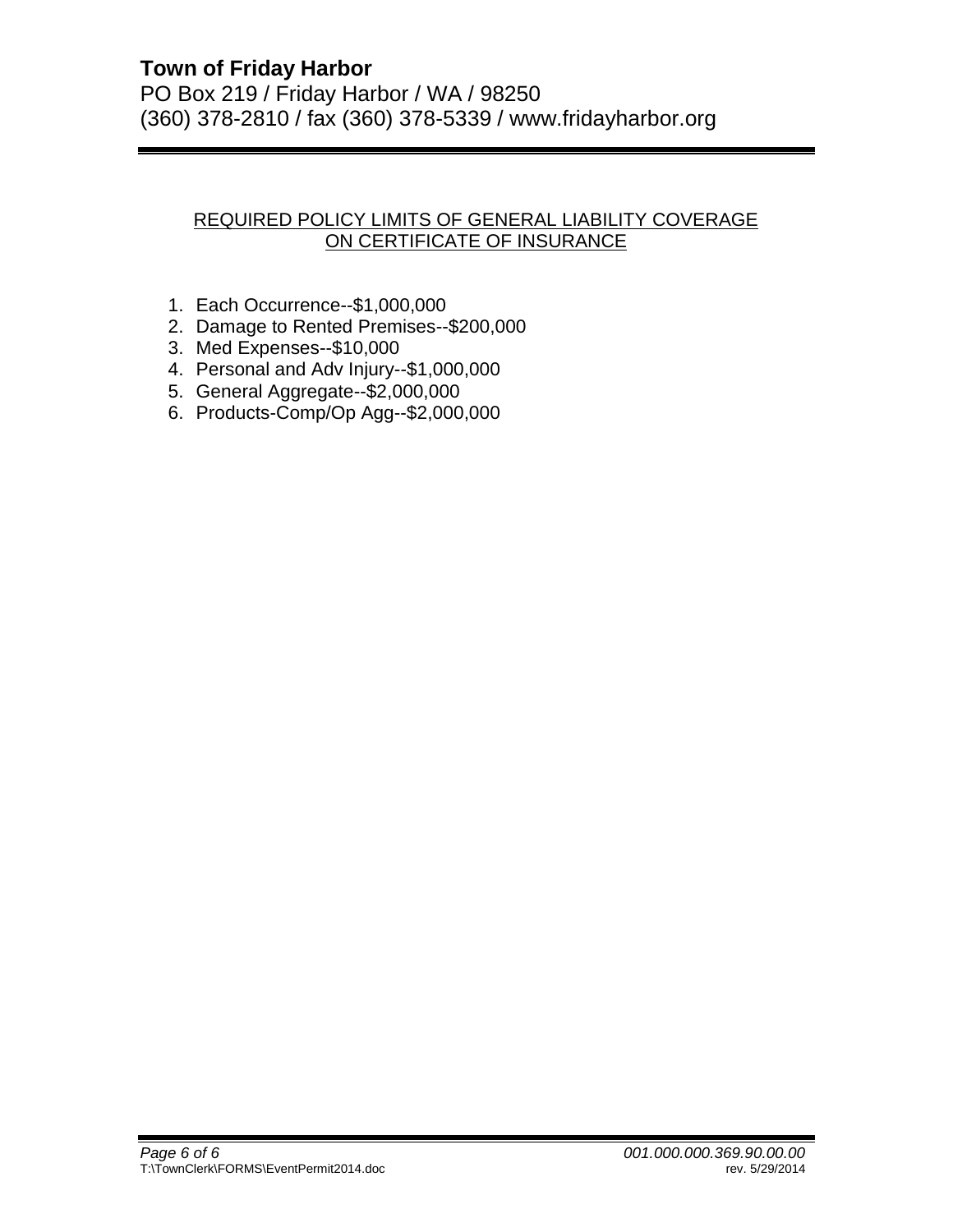**Town of Friday Harbor**

PO Box 219 / Friday Harbor / WA / 98250

(360) 378-2810 / fax (360) 378-5339 / www.fridayharbor.org

## REQUIRED POLICY LIMITS OF GENERAL LIABILITY COVERAGE ON CERTIFICATE OF INSURANCE

1. Each Occurrence--$1,000,000
2. Damage to Rented Premises--$200,000
3. Med Expenses--$10,000
4. Personal and Adv Injury--$1,000,000
5. General Aggregate--$2,000,000
6. Products-Comp/Op Agg--$2,000,000